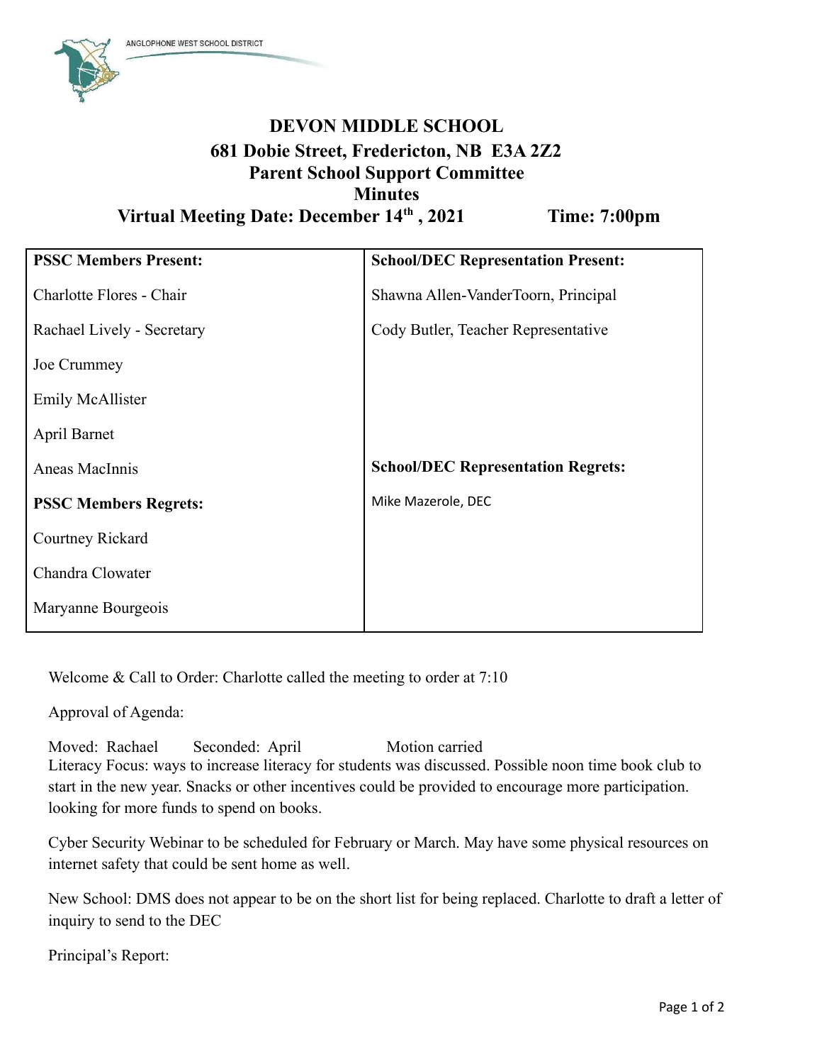ANGLOPHONE WEST SCHOOL DISTRICT

# DEVON MIDDLE SCHOOL

## 681 Dobie Street, Fredericton, NB E3A 2Z2

## Parent School Support Committee

## Minutes

## Virtual Meeting Date: December 14th, 2021 Time: 7:00pm

| **PSSC Members Present:** | **School/DEC Representation Present:** |
|---|---|
| Charlotte Flores - Chair | Shawna Allen-VanderToorn, Principal |
| Rachael Lively - Secretary | Cody Butler, Teacher Representative |
| Joe Crummey | |
| Emily McAllister | |
| April Barnet | |
| Aneas MacInnis | **School/DEC Representation Regrets:** |
| **PSSC Members Regrets:** | Mike Mazerole, DEC |
| Courtney Rickard | |
| Chandra Clowater | |
| Maryanne Bourgeois | |

Welcome & Call to Order: Charlotte called the meeting to order at 7:10

Approval of Agenda:

Moved: Rachael Seconded: April Motion carried

Literacy Focus: ways to increase literacy for students was discussed. Possible noon time book club to start in the new year. Snacks or other incentives could be provided to encourage more participation. looking for more funds to spend on books.

Cyber Security Webinar to be scheduled for February or March. May have some physical resources on internet safety that could be sent home as well.

New School: DMS does not appear to be on the short list for being replaced. Charlotte to draft a letter of inquiry to send to the DEC

Principal's Report: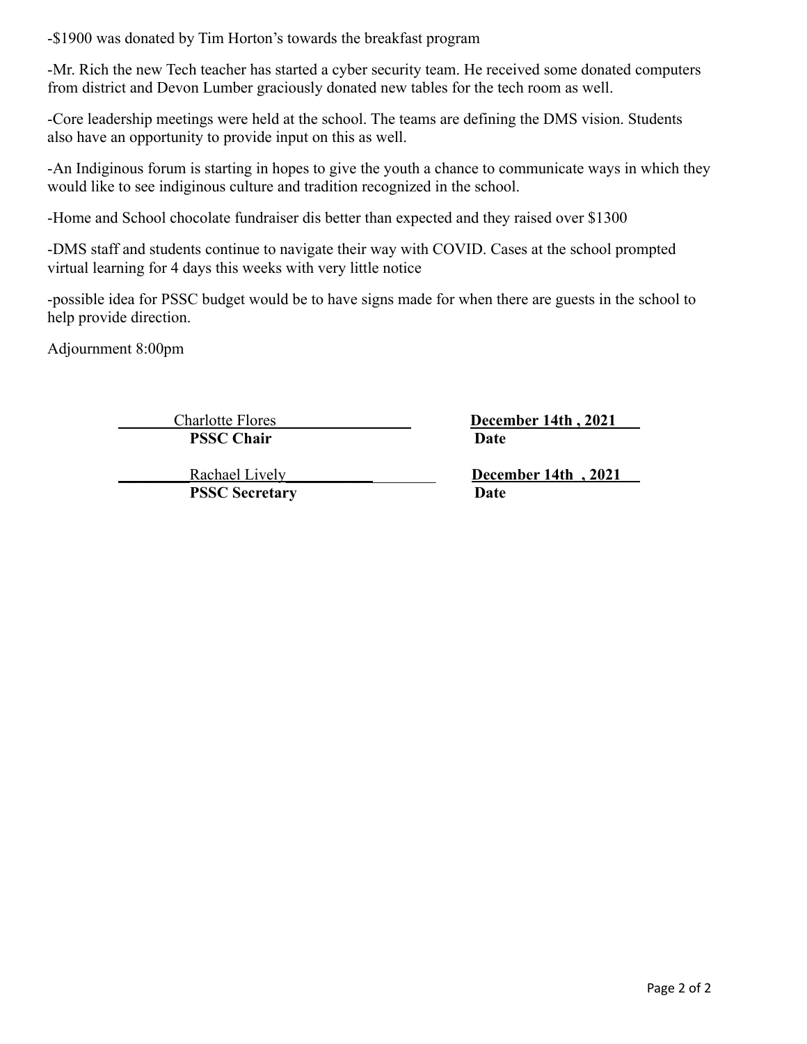-$1900 was donated by Tim Horton's towards the breakfast program

-Mr. Rich the new Tech teacher has started a cyber security team. He received some donated computers from district and Devon Lumber graciously donated new tables for the tech room as well.

-Core leadership meetings were held at the school. The teams are defining the DMS vision. Students also have an opportunity to provide input on this as well.

-An Indiginous forum is starting in hopes to give the youth a chance to communicate ways in which they would like to see indiginous culture and tradition recognized in the school.

-Home and School chocolate fundraiser dis better than expected and they raised over $1300

-DMS staff and students continue to navigate their way with COVID. Cases at the school prompted virtual learning for 4 days this weeks with very little notice

-possible idea for PSSC budget would be to have signs made for when there are guests in the school to help provide direction.

Adjournment 8:00pm

| | |
|---|---|
| Charlotte Flores | **December 14th , 2021** |
| **PSSC Chair** | **Date** |
| Rachael Lively | **December 14th , 2021** |
| **PSSC Secretary** | **Date** |